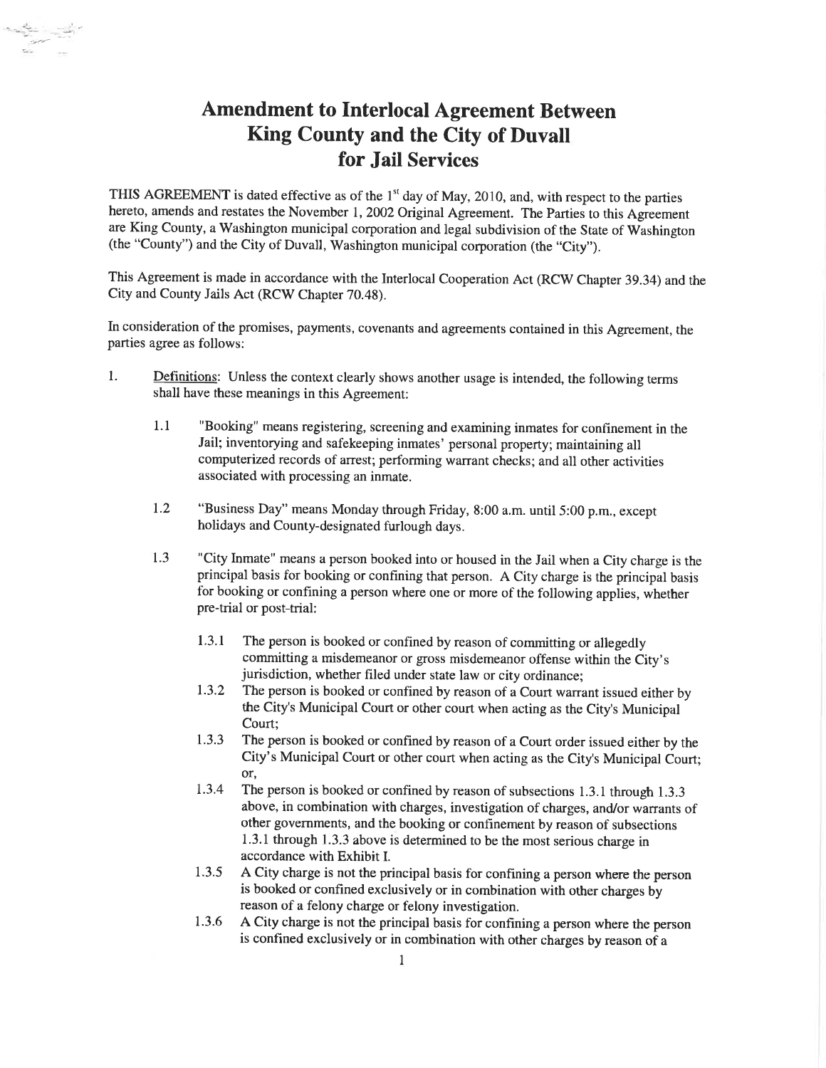# Amendment to Interlocal Agreement Between King County and the City of Duvall for Jail Services

THIS AGREEMENT is dated effective as of the 1st day of May, 2010, and, with respect to the parties hereto, amends and restates the November 1, 2002 Original Agreement. The Parties to this Agreement are King County, a Washington municipal corporation and legal subdivision of the State of Washington (the "County") and the City of Duvall, Washington municipal corporation (the "City").

This Agreement is made in accordance with the Interlocal Cooperation Act (RCW Chapter 39.34) and the City and County Jails Act (RCW Chapter 70.48).

In consideration of the promises, payments, covenants and agreements contained in this Agreement, the parties agree as follows:

1. Definitions: Unless the context clearly shows another usage is intended, the following terms shall have these meanings in this Agreement:

   1.1 "Booking" means registering, screening and examining inmates for confinement in the Jail; inventorying and safekeeping inmates' personal property; maintaining all computerized records of arrest; performing warrant checks; and all other activities associated with processing an inmate.

   1.2 "Business Day" means Monday through Friday, 8:00 a.m. until 5:00 p.m., except holidays and County-designated furlough days.

   1.3 "City Inmate" means a person booked into or housed in the Jail when a City charge is the principal basis for booking or confining that person. A City charge is the principal basis for booking or confining a person where one or more of the following applies, whether pre-trial or post-trial:

      1.3.1 The person is booked or confined by reason of committing or allegedly committing a misdemeanor or gross misdemeanor offense within the City's jurisdiction, whether filed under state law or city ordinance;

      1.3.2 The person is booked or confined by reason of a Court warrant issued either by the City's Municipal Court or other court when acting as the City's Municipal Court;

      1.3.3 The person is booked or confined by reason of a Court order issued either by the City's Municipal Court or other court when acting as the City's Municipal Court; or,

      1.3.4 The person is booked or confined by reason of subsections 1.3.1 through 1.3.3 above, in combination with charges, investigation of charges, and/or warrants of other governments, and the booking or confinement by reason of subsections 1.3.1 through 1.3.3 above is determined to be the most serious charge in accordance with Exhibit I.

      1.3.5 A City charge is not the principal basis for confining a person where the person is booked or confined exclusively or in combination with other charges by reason of a felony charge or felony investigation.

      1.3.6 A City charge is not the principal basis for confining a person where the person is confined exclusively or in combination with other charges by reason of a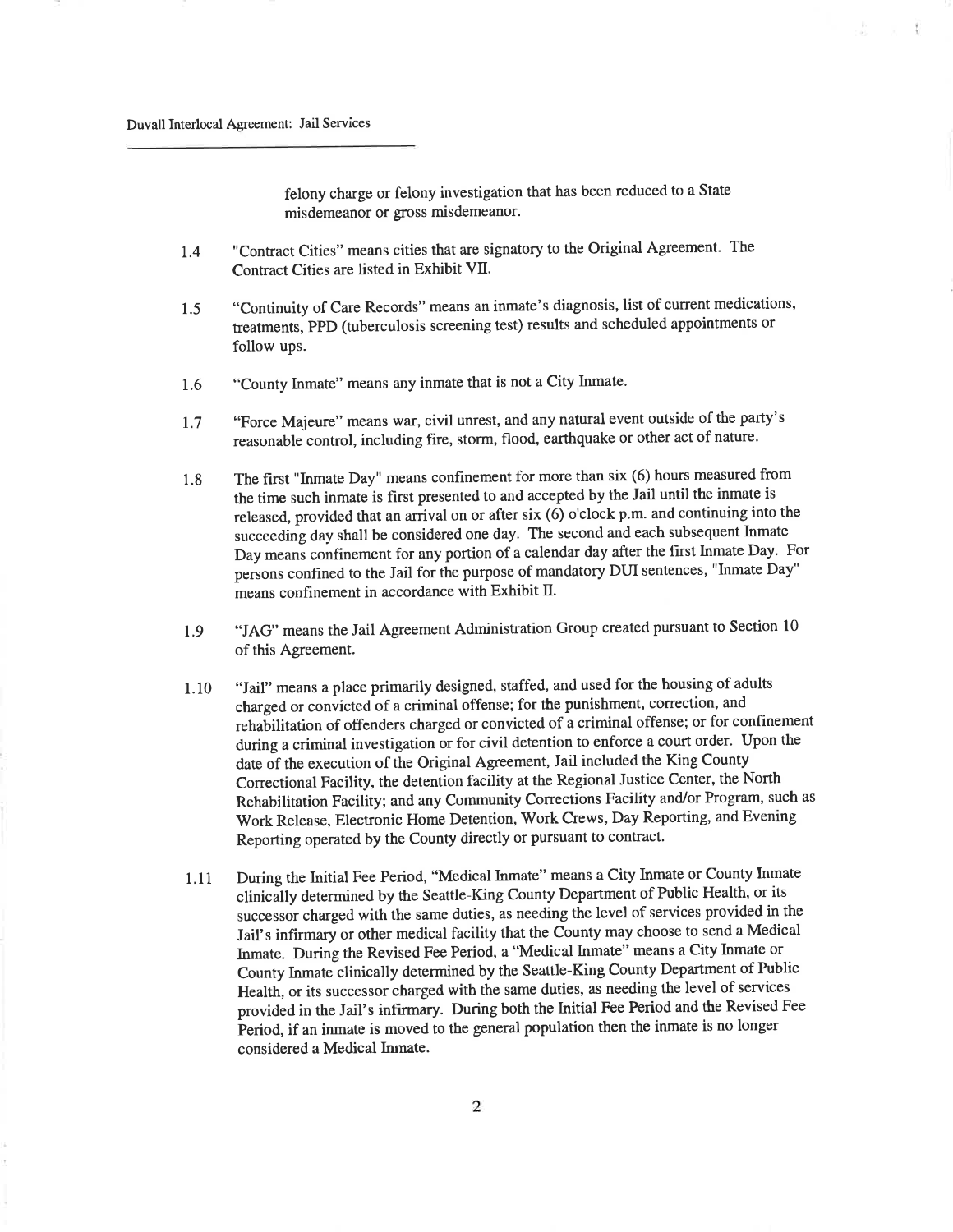felony charge or felony investigation that has been reduced to a State misdemeanor or gross misdemeanor.

1.4 "Contract Cities" means cities that are signatory to the Original Agreement. The Contract Cities are listed in Exhibit VII.

1.5 "Continuity of Care Records" means an inmate's diagnosis, list of current medications, treatments, PPD (tuberculosis screening test) results and scheduled appointments or follow-ups.

1.6 "County Inmate" means any inmate that is not a City Inmate.

1.7 "Force Majeure" means war, civil unrest, and any natural event outside of the party's reasonable control, including fire, storm, flood, earthquake or other act of nature.

1.8 The first "Inmate Day" means confinement for more than six (6) hours measured from the time such inmate is first presented to and accepted by the Jail until the inmate is released, provided that an arrival on or after six (6) o'clock p.m. and continuing into the succeeding day shall be considered one day. The second and each subsequent Inmate Day means confinement for any portion of a calendar day after the first Inmate Day. For persons confined to the Jail for the purpose of mandatory DUI sentences, "Inmate Day" means confinement in accordance with Exhibit II.

1.9 "JAG" means the Jail Agreement Administration Group created pursuant to Section 10 of this Agreement.

1.10 "Jail" means a place primarily designed, staffed, and used for the housing of adults charged or convicted of a criminal offense; for the punishment, correction, and rehabilitation of offenders charged or convicted of a criminal offense; or for confinement during a criminal investigation or for civil detention to enforce a court order. Upon the date of the execution of the Original Agreement, Jail included the King County Correctional Facility, the detention facility at the Regional Justice Center, the North Rehabilitation Facility; and any Community Corrections Facility and/or Program, such as Work Release, Electronic Home Detention, Work Crews, Day Reporting, and Evening Reporting operated by the County directly or pursuant to contract.

1.11 During the Initial Fee Period, "Medical Inmate" means a City Inmate or County Inmate clinically determined by the Seattle-King County Department of Public Health, or its successor charged with the same duties, as needing the level of services provided in the Jail's infirmary or other medical facility that the County may choose to send a Medical Inmate. During the Revised Fee Period, a "Medical Inmate" means a City Inmate or County Inmate clinically determined by the Seattle-King County Department of Public Health, or its successor charged with the same duties, as needing the level of services provided in the Jail's infirmary. During both the Initial Fee Period and the Revised Fee Period, if an inmate is moved to the general population then the inmate is no longer considered a Medical Inmate.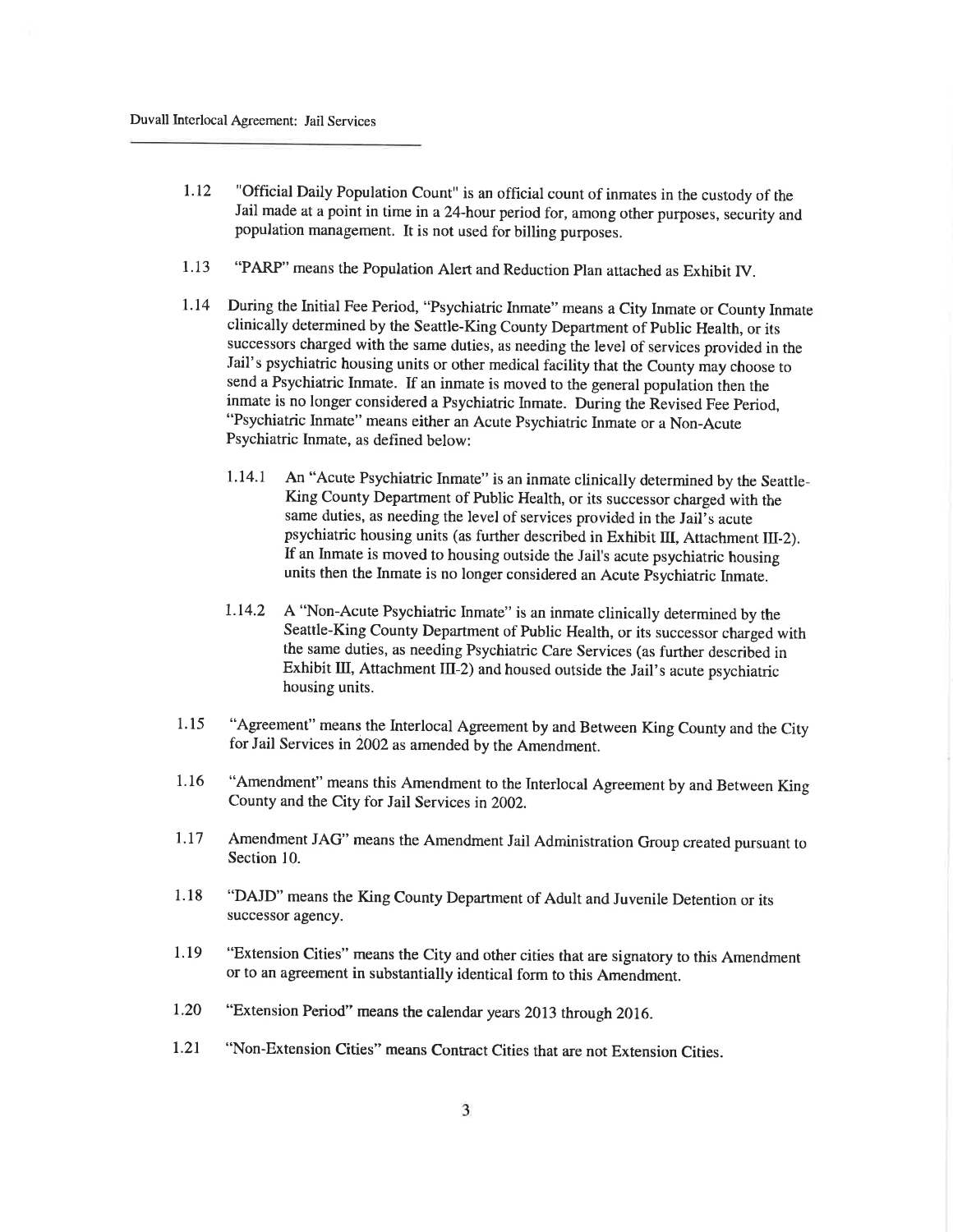1.12 "Official Daily Population Count" is an official count of inmates in the custody of the Jail made at a point in time in a 24-hour period for, among other purposes, security and population management. It is not used for billing purposes.

1.13 "PARP" means the Population Alert and Reduction Plan attached as Exhibit IV.

1.14 During the Initial Fee Period, "Psychiatric Inmate" means a City Inmate or County Inmate clinically determined by the Seattle-King County Department of Public Health, or its successors charged with the same duties, as needing the level of services provided in the Jail's psychiatric housing units or other medical facility that the County may choose to send a Psychiatric Inmate. If an inmate is moved to the general population then the inmate is no longer considered a Psychiatric Inmate. During the Revised Fee Period, "Psychiatric Inmate" means either an Acute Psychiatric Inmate or a Non-Acute Psychiatric Inmate, as defined below:

   1.14.1 An "Acute Psychiatric Inmate" is an inmate clinically determined by the Seattle-King County Department of Public Health, or its successor charged with the same duties, as needing the level of services provided in the Jail's acute psychiatric housing units (as further described in Exhibit III, Attachment III-2). If an Inmate is moved to housing outside the Jail's acute psychiatric housing units then the Inmate is no longer considered an Acute Psychiatric Inmate.

   1.14.2 A "Non-Acute Psychiatric Inmate" is an inmate clinically determined by the Seattle-King County Department of Public Health, or its successor charged with the same duties, as needing Psychiatric Care Services (as further described in Exhibit III, Attachment III-2) and housed outside the Jail's acute psychiatric housing units.

1.15 "Agreement" means the Interlocal Agreement by and Between King County and the City for Jail Services in 2002 as amended by the Amendment.

1.16 "Amendment" means this Amendment to the Interlocal Agreement by and Between King County and the City for Jail Services in 2002.

1.17 Amendment JAG" means the Amendment Jail Administration Group created pursuant to Section 10.

1.18 "DAJD" means the King County Department of Adult and Juvenile Detention or its successor agency.

1.19 "Extension Cities" means the City and other cities that are signatory to this Amendment or to an agreement in substantially identical form to this Amendment.

1.20 "Extension Period" means the calendar years 2013 through 2016.

1.21 "Non-Extension Cities" means Contract Cities that are not Extension Cities.